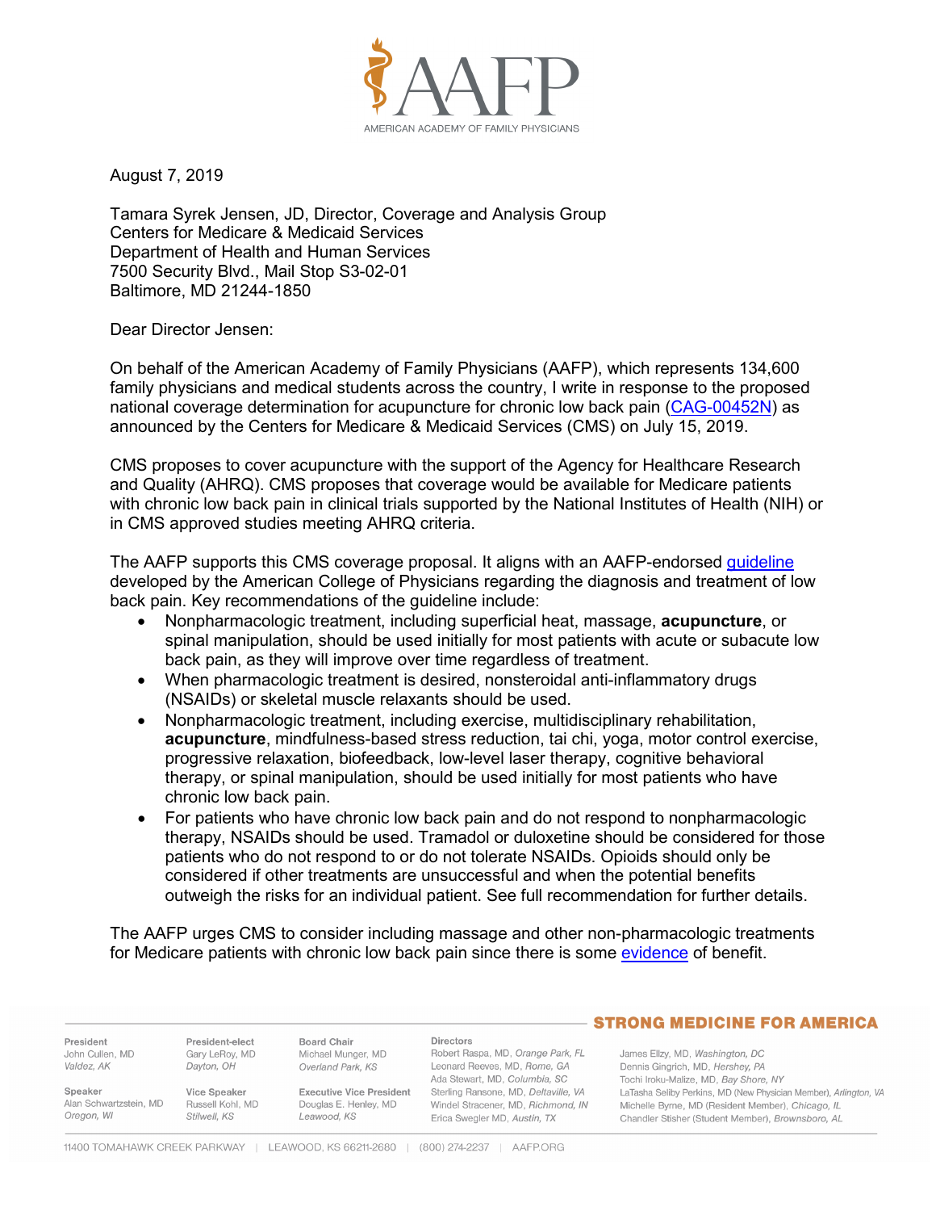August 7, 2019

Tamara Syrek Jensen, JD, Director, Coverage and Analysis Group
Centers for Medicare & Medicaid Services
Department of Health and Human Services
7500 Security Blvd., Mail Stop S3-02-01
Baltimore, MD 21244-1850

Dear Director Jensen:

On behalf of the American Academy of Family Physicians (AAFP), which represents 134,600 family physicians and medical students across the country, I write in response to the proposed national coverage determination for acupuncture for chronic low back pain (CAG-00452N) as announced by the Centers for Medicare & Medicaid Services (CMS) on July 15, 2019.

CMS proposes to cover acupuncture with the support of the Agency for Healthcare Research and Quality (AHRQ). CMS proposes that coverage would be available for Medicare patients with chronic low back pain in clinical trials supported by the National Institutes of Health (NIH) or in CMS approved studies meeting AHRQ criteria.

The AAFP supports this CMS coverage proposal. It aligns with an AAFP-endorsed guideline developed by the American College of Physicians regarding the diagnosis and treatment of low back pain. Key recommendations of the guideline include:

- Nonpharmacologic treatment, including superficial heat, massage, **acupuncture**, or spinal manipulation, should be used initially for most patients with acute or subacute low back pain, as they will improve over time regardless of treatment.
- When pharmacologic treatment is desired, nonsteroidal anti-inflammatory drugs (NSAIDs) or skeletal muscle relaxants should be used.
- Nonpharmacologic treatment, including exercise, multidisciplinary rehabilitation, **acupuncture**, mindfulness-based stress reduction, tai chi, yoga, motor control exercise, progressive relaxation, biofeedback, low-level laser therapy, cognitive behavioral therapy, or spinal manipulation, should be used initially for most patients who have chronic low back pain.
- For patients who have chronic low back pain and do not respond to nonpharmacologic therapy, NSAIDs should be used. Tramadol or duloxetine should be considered for those patients who do not respond to or do not tolerate NSAIDs. Opioids should only be considered if other treatments are unsuccessful and when the potential benefits outweigh the risks for an individual patient. See full recommendation for further details.

The AAFP urges CMS to consider including massage and other non-pharmacologic treatments for Medicare patients with chronic low back pain since there is some evidence of benefit.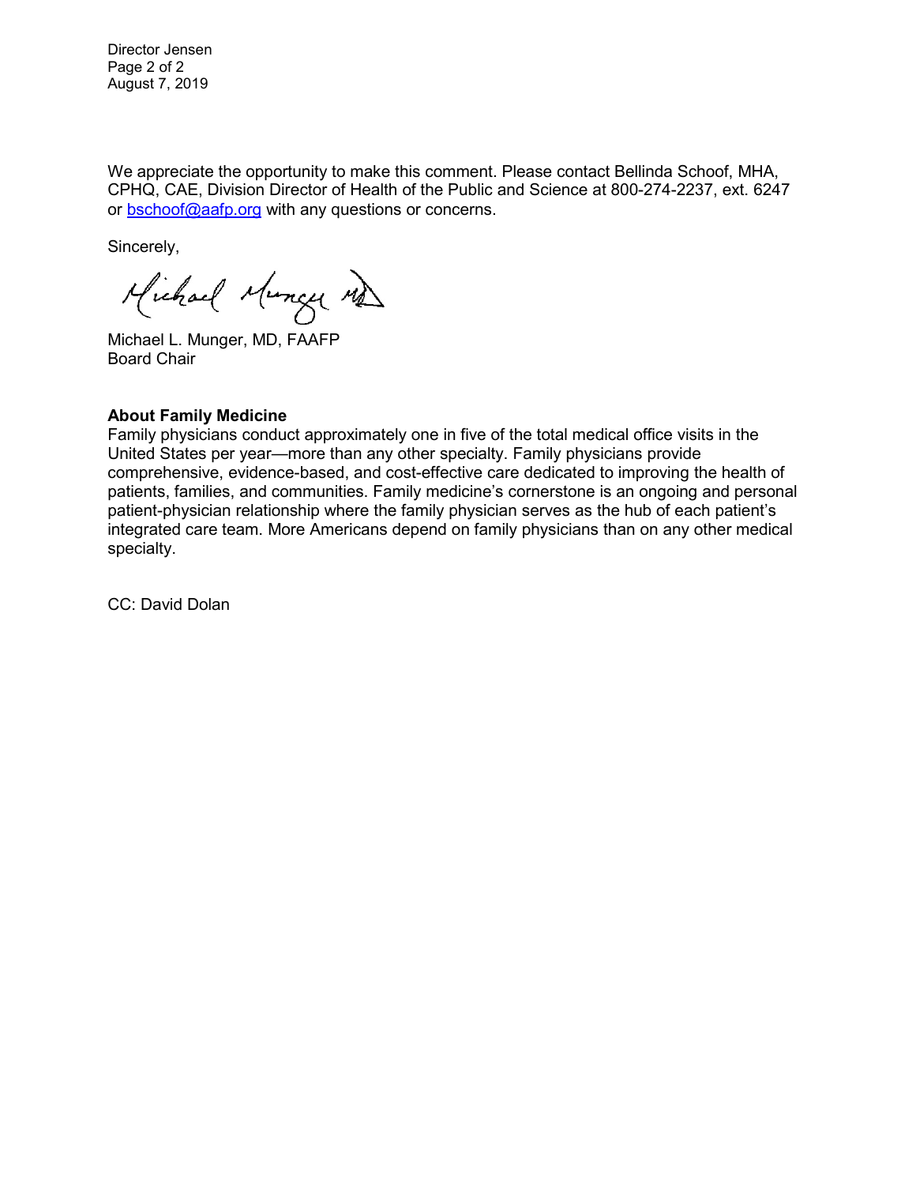We appreciate the opportunity to make this comment. Please contact Bellinda Schoof, MHA, CPHQ, CAE, Division Director of Health of the Public and Science at 800-274-2237, ext. 6247 or [bschoof@aafp.org](mailto:bschoof@aafp.org) with any questions or concerns.

Sincerely,

Michael L. Munger, MD, FAAFP
Board Chair

**About Family Medicine**
Family physicians conduct approximately one in five of the total medical office visits in the United States per year—more than any other specialty. Family physicians provide comprehensive, evidence-based, and cost-effective care dedicated to improving the health of patients, families, and communities. Family medicine's cornerstone is an ongoing and personal patient-physician relationship where the family physician serves as the hub of each patient's integrated care team. More Americans depend on family physicians than on any other medical specialty.

CC: David Dolan